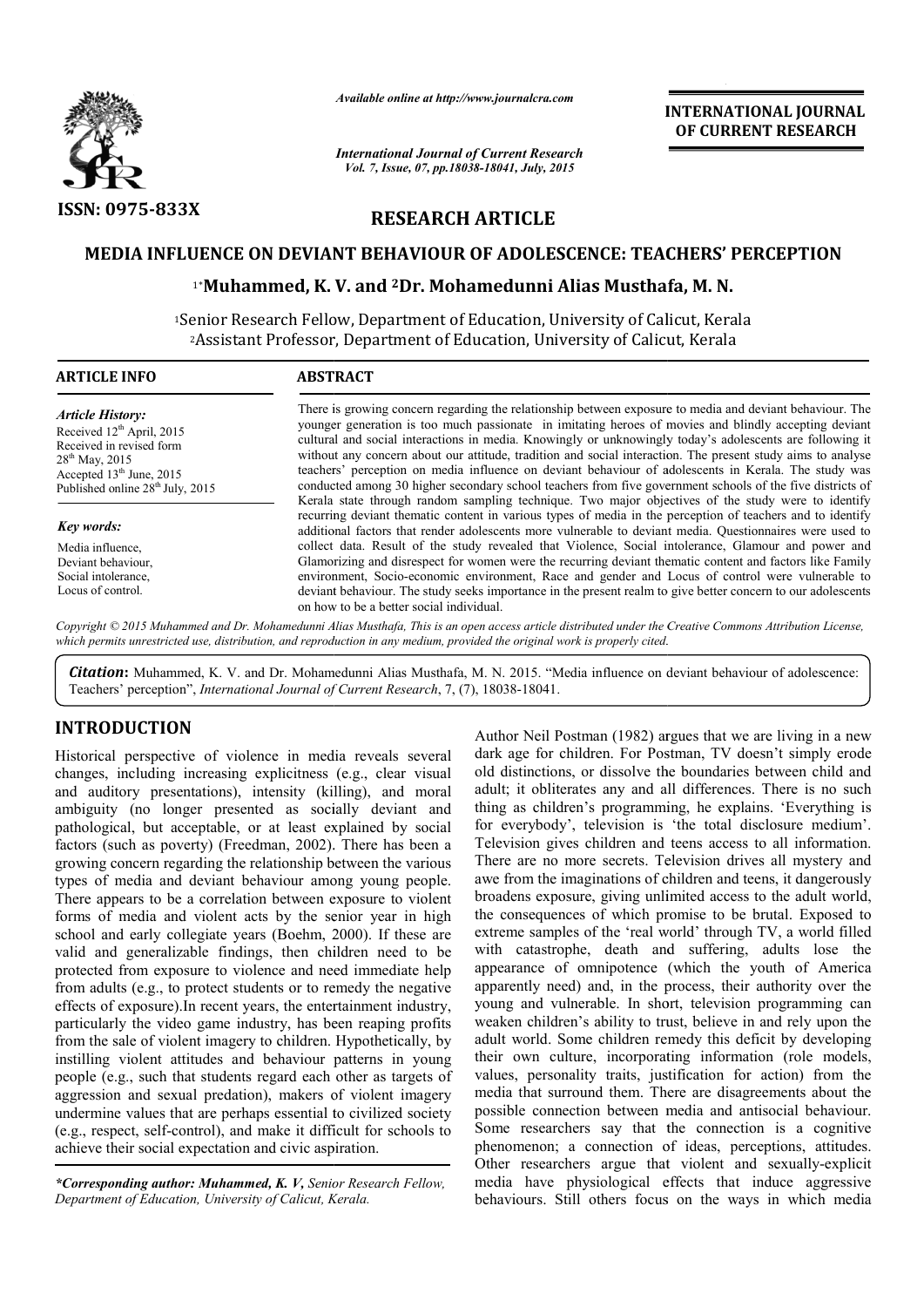*Available online at http://www.journalcra.com*

*International Journal of Current Research*
*Vol. 7, Issue, 07, pp.18038-18041, July, 2015*

**INTERNATIONAL JOURNAL OF CURRENT RESEARCH**

**ISSN: 0975-833X**

**RESEARCH ARTICLE**

# MEDIA INFLUENCE ON DEVIANT BEHAVIOUR OF ADOLESCENCE: TEACHERS' PERCEPTION

**[1*]Muhammed, K. V. and [2]Dr. Mohamedunni Alias Musthafa, M. N.**

[1]Senior Research Fellow, Department of Education, University of Calicut, Kerala
[2]Assistant Professor, Department of Education, University of Calicut, Kerala

**ARTICLE INFO**

*Article History:*
Received 12th April, 2015
Received in revised form
28th May, 2015
Accepted 13th June, 2015
Published online 28th July, 2015

*Key words:*
Media influence,
Deviant behaviour,
Social intolerance,
Locus of control.

**ABSTRACT**

There is growing concern regarding the relationship between exposure to media and deviant behaviour. The younger generation is too much passionate in imitating heroes of movies and blindly accepting deviant cultural and social interactions in media. Knowingly or unknowingly today's adolescents are following it without any concern about our attitude, tradition and social interaction. The present study aims to analyse teachers' perception on media influence on deviant behaviour of adolescents in Kerala. The study was conducted among 30 higher secondary school teachers from five government schools of the five districts of Kerala state through random sampling technique. Two major objectives of the study were to identify recurring deviant thematic content in various types of media in the perception of teachers and to identify additional factors that render adolescents more vulnerable to deviant media. Questionnaires were used to collect data. Result of the study revealed that Violence, Social intolerance, Glamour and power and Glamorizing and disrespect for women were the recurring deviant thematic content and factors like Family environment, Socio-economic environment, Race and gender and Locus of control were vulnerable to deviant behaviour. The study seeks importance in the present realm to give better concern to our adolescents on how to be a better social individual.

*Copyright © 2015 Muhammed and Dr. Mohamedunni Alias Musthafa, This is an open access article distributed under the Creative Commons Attribution License, which permits unrestricted use, distribution, and reproduction in any medium, provided the original work is properly cited.*

***Citation*:** Muhammed, K. V. and Dr. Mohamedunni Alias Musthafa, M. N. 2015. "Media influence on deviant behaviour of adolescence: Teachers' perception", *International Journal of Current Research*, 7, (7), 18038-18041.

## INTRODUCTION

Historical perspective of violence in media reveals several changes, including increasing explicitness (e.g., clear visual and auditory presentations), intensity (killing), and moral ambiguity (no longer presented as socially deviant and pathological, but acceptable, or at least explained by social factors (such as poverty) (Freedman, 2002). There has been a growing concern regarding the relationship between the various types of media and deviant behaviour among young people. There appears to be a correlation between exposure to violent forms of media and violent acts by the senior year in high school and early collegiate years (Boehm, 2000). If these are valid and generalizable findings, then children need to be protected from exposure to violence and need immediate help from adults (e.g., to protect students or to remedy the negative effects of exposure).In recent years, the entertainment industry, particularly the video game industry, has been reaping profits from the sale of violent imagery to children. Hypothetically, by instilling violent attitudes and behaviour patterns in young people (e.g., such that students regard each other as targets of aggression and sexual predation), makers of violent imagery undermine values that are perhaps essential to civilized society (e.g., respect, self-control), and make it difficult for schools to achieve their social expectation and civic aspiration.

Author Neil Postman (1982) argues that we are living in a new dark age for children. For Postman, TV doesn't simply erode old distinctions, or dissolve the boundaries between child and adult; it obliterates any and all differences. There is no such thing as children's programming, he explains. 'Everything is for everybody', television is 'the total disclosure medium'. Television gives children and teens access to all information. There are no more secrets. Television drives all mystery and awe from the imaginations of children and teens, it dangerously broadens exposure, giving unlimited access to the adult world, the consequences of which promise to be brutal. Exposed to extreme samples of the 'real world' through TV, a world filled with catastrophe, death and suffering, adults lose the appearance of omnipotence (which the youth of America apparently need) and, in the process, their authority over the young and vulnerable. In short, television programming can weaken children's ability to trust, believe in and rely upon the adult world. Some children remedy this deficit by developing their own culture, incorporating information (role models, values, personality traits, justification for action) from the media that surround them. There are disagreements about the possible connection between media and antisocial behaviour. Some researchers say that the connection is a cognitive phenomenon; a connection of ideas, perceptions, attitudes. Other researchers argue that violent and sexually-explicit media have physiological effects that induce aggressive behaviours. Still others focus on the ways in which media

**\*Corresponding author: Muhammed, K. V,** *Senior Research Fellow, Department of Education, University of Calicut, Kerala.*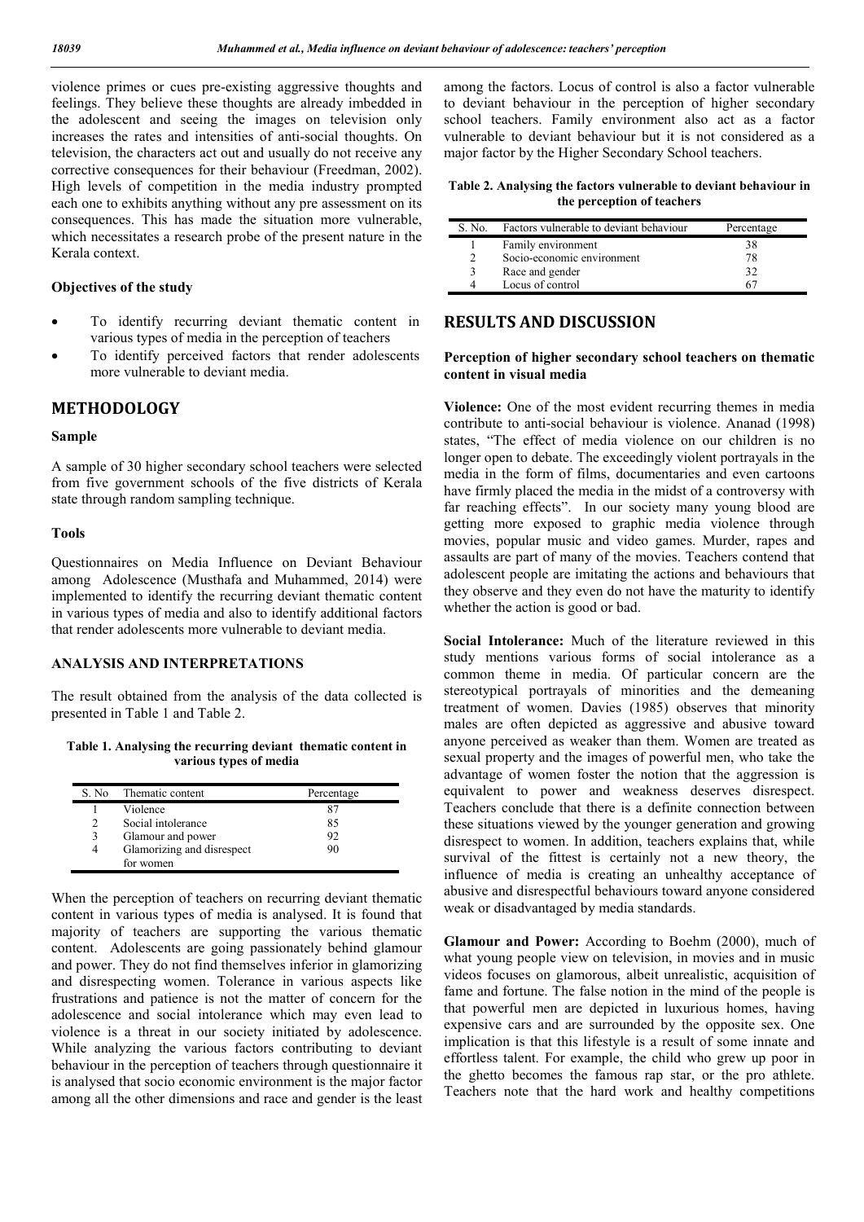violence primes or cues pre-existing aggressive thoughts and feelings. They believe these thoughts are already imbedded in the adolescent and seeing the images on television only increases the rates and intensities of anti-social thoughts. On television, the characters act out and usually do not receive any corrective consequences for their behaviour (Freedman, 2002). High levels of competition in the media industry prompted each one to exhibits anything without any pre assessment on its consequences. This has made the situation more vulnerable, which necessitates a research probe of the present nature in the Kerala context.

### Objectives of the study

- To identify recurring deviant thematic content in various types of media in the perception of teachers
- To identify perceived factors that render adolescents more vulnerable to deviant media.

## METHODOLOGY

### Sample

A sample of 30 higher secondary school teachers were selected from five government schools of the five districts of Kerala state through random sampling technique.

### Tools

Questionnaires on Media Influence on Deviant Behaviour among Adolescence (Musthafa and Muhammed, 2014) were implemented to identify the recurring deviant thematic content in various types of media and also to identify additional factors that render adolescents more vulnerable to deviant media.

### ANALYSIS AND INTERPRETATIONS

The result obtained from the analysis of the data collected is presented in Table 1 and Table 2.

**Table 1. Analysing the recurring deviant thematic content in various types of media**

| S. No | Thematic content | Percentage |
|---|---|---|
| 1 | Violence | 87 |
| 2 | Social intolerance | 85 |
| 3 | Glamour and power | 92 |
| 4 | Glamorizing and disrespect for women | 90 |

When the perception of teachers on recurring deviant thematic content in various types of media is analysed. It is found that majority of teachers are supporting the various thematic content. Adolescents are going passionately behind glamour and power. They do not find themselves inferior in glamorizing and disrespecting women. Tolerance in various aspects like frustrations and patience is not the matter of concern for the adolescence and social intolerance which may even lead to violence is a threat in our society initiated by adolescence. While analyzing the various factors contributing to deviant behaviour in the perception of teachers through questionnaire it is analysed that socio economic environment is the major factor among all the other dimensions and race and gender is the least among the factors. Locus of control is also a factor vulnerable to deviant behaviour in the perception of higher secondary school teachers. Family environment also act as a factor vulnerable to deviant behaviour but it is not considered as a major factor by the Higher Secondary School teachers.

**Table 2. Analysing the factors vulnerable to deviant behaviour in the perception of teachers**

| S. No. | Factors vulnerable to deviant behaviour | Percentage |
|---|---|---|
| 1 | Family environment | 38 |
| 2 | Socio-economic environment | 78 |
| 3 | Race and gender | 32 |
| 4 | Locus of control | 67 |

## RESULTS AND DISCUSSION

### Perception of higher secondary school teachers on thematic content in visual media

**Violence:** One of the most evident recurring themes in media contribute to anti-social behaviour is violence. Ananad (1998) states, "The effect of media violence on our children is no longer open to debate. The exceedingly violent portrayals in the media in the form of films, documentaries and even cartoons have firmly placed the media in the midst of a controversy with far reaching effects". In our society many young blood are getting more exposed to graphic media violence through movies, popular music and video games. Murder, rapes and assaults are part of many of the movies. Teachers contend that adolescent people are imitating the actions and behaviours that they observe and they even do not have the maturity to identify whether the action is good or bad.

**Social Intolerance:** Much of the literature reviewed in this study mentions various forms of social intolerance as a common theme in media. Of particular concern are the stereotypical portrayals of minorities and the demeaning treatment of women. Davies (1985) observes that minority males are often depicted as aggressive and abusive toward anyone perceived as weaker than them. Women are treated as sexual property and the images of powerful men, who take the advantage of women foster the notion that the aggression is equivalent to power and weakness deserves disrespect. Teachers conclude that there is a definite connection between these situations viewed by the younger generation and growing disrespect to women. In addition, teachers explains that, while survival of the fittest is certainly not a new theory, the influence of media is creating an unhealthy acceptance of abusive and disrespectful behaviours toward anyone considered weak or disadvantaged by media standards.

**Glamour and Power:** According to Boehm (2000), much of what young people view on television, in movies and in music videos focuses on glamorous, albeit unrealistic, acquisition of fame and fortune. The false notion in the mind of the people is that powerful men are depicted in luxurious homes, having expensive cars and are surrounded by the opposite sex. One implication is that this lifestyle is a result of some innate and effortless talent. For example, the child who grew up poor in the ghetto becomes the famous rap star, or the pro athlete. Teachers note that the hard work and healthy competitions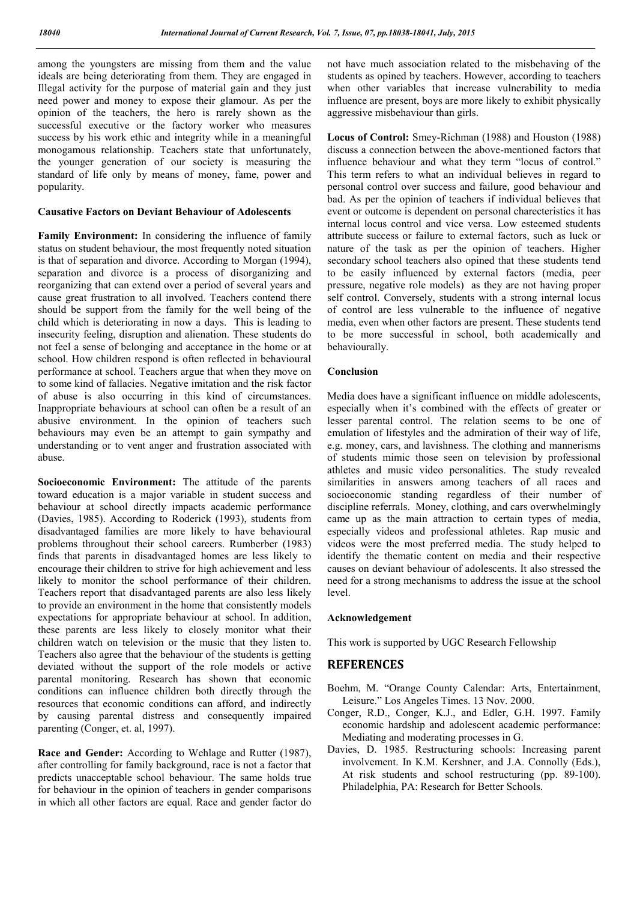among the youngsters are missing from them and the value ideals are being deteriorating from them. They are engaged in Illegal activity for the purpose of material gain and they just need power and money to expose their glamour. As per the opinion of the teachers, the hero is rarely shown as the successful executive or the factory worker who measures success by his work ethic and integrity while in a meaningful monogamous relationship. Teachers state that unfortunately, the younger generation of our society is measuring the standard of life only by means of money, fame, power and popularity.

### Causative Factors on Deviant Behaviour of Adolescents

**Family Environment:** In considering the influence of family status on student behaviour, the most frequently noted situation is that of separation and divorce. According to Morgan (1994), separation and divorce is a process of disorganizing and reorganizing that can extend over a period of several years and cause great frustration to all involved. Teachers contend there should be support from the family for the well being of the child which is deteriorating in now a days. This is leading to insecurity feeling, disruption and alienation. These students do not feel a sense of belonging and acceptance in the home or at school. How children respond is often reflected in behavioural performance at school. Teachers argue that when they move on to some kind of fallacies. Negative imitation and the risk factor of abuse is also occurring in this kind of circumstances. Inappropriate behaviours at school can often be a result of an abusive environment. In the opinion of teachers such behaviours may even be an attempt to gain sympathy and understanding or to vent anger and frustration associated with abuse.

**Socioeconomic Environment:** The attitude of the parents toward education is a major variable in student success and behaviour at school directly impacts academic performance (Davies, 1985). According to Roderick (1993), students from disadvantaged families are more likely to have behavioural problems throughout their school careers. Rumberber (1983) finds that parents in disadvantaged homes are less likely to encourage their children to strive for high achievement and less likely to monitor the school performance of their children. Teachers report that disadvantaged parents are also less likely to provide an environment in the home that consistently models expectations for appropriate behaviour at school. In addition, these parents are less likely to closely monitor what their children watch on television or the music that they listen to. Teachers also agree that the behaviour of the students is getting deviated without the support of the role models or active parental monitoring. Research has shown that economic conditions can influence children both directly through the resources that economic conditions can afford, and indirectly by causing parental distress and consequently impaired parenting (Conger, et. al, 1997).

**Race and Gender:** According to Wehlage and Rutter (1987), after controlling for family background, race is not a factor that predicts unacceptable school behaviour. The same holds true for behaviour in the opinion of teachers in gender comparisons in which all other factors are equal. Race and gender factor do not have much association related to the misbehaving of the students as opined by teachers. However, according to teachers when other variables that increase vulnerability to media influence are present, boys are more likely to exhibit physically aggressive misbehaviour than girls.

**Locus of Control:** Smey-Richman (1988) and Houston (1988) discuss a connection between the above-mentioned factors that influence behaviour and what they term "locus of control." This term refers to what an individual believes in regard to personal control over success and failure, good behaviour and bad. As per the opinion of teachers if individual believes that event or outcome is dependent on personal charecteristics it has internal locus control and vice versa. Low esteemed students attribute success or failure to external factors, such as luck or nature of the task as per the opinion of teachers. Higher secondary school teachers also opined that these students tend to be easily influenced by external factors (media, peer pressure, negative role models) as they are not having proper self control. Conversely, students with a strong internal locus of control are less vulnerable to the influence of negative media, even when other factors are present. These students tend to be more successful in school, both academically and behaviourally.

### Conclusion

Media does have a significant influence on middle adolescents, especially when it's combined with the effects of greater or lesser parental control. The relation seems to be one of emulation of lifestyles and the admiration of their way of life, e.g. money, cars, and lavishness. The clothing and mannerisms of students mimic those seen on television by professional athletes and music video personalities. The study revealed similarities in answers among teachers of all races and socioeconomic standing regardless of their number of discipline referrals. Money, clothing, and cars overwhelmingly came up as the main attraction to certain types of media, especially videos and professional athletes. Rap music and videos were the most preferred media. The study helped to identify the thematic content on media and their respective causes on deviant behaviour of adolescents. It also stressed the need for a strong mechanisms to address the issue at the school level.

### Acknowledgement

This work is supported by UGC Research Fellowship

## REFERENCES

Boehm, M. "Orange County Calendar: Arts, Entertainment, Leisure." Los Angeles Times. 13 Nov. 2000.

Conger, R.D., Conger, K.J., and Edler, G.H. 1997. Family economic hardship and adolescent academic performance: Mediating and moderating processes in G.

Davies, D. 1985. Restructuring schools: Increasing parent involvement. In K.M. Kershner, and J.A. Connolly (Eds.), At risk students and school restructuring (pp. 89-100). Philadelphia, PA: Research for Better Schools.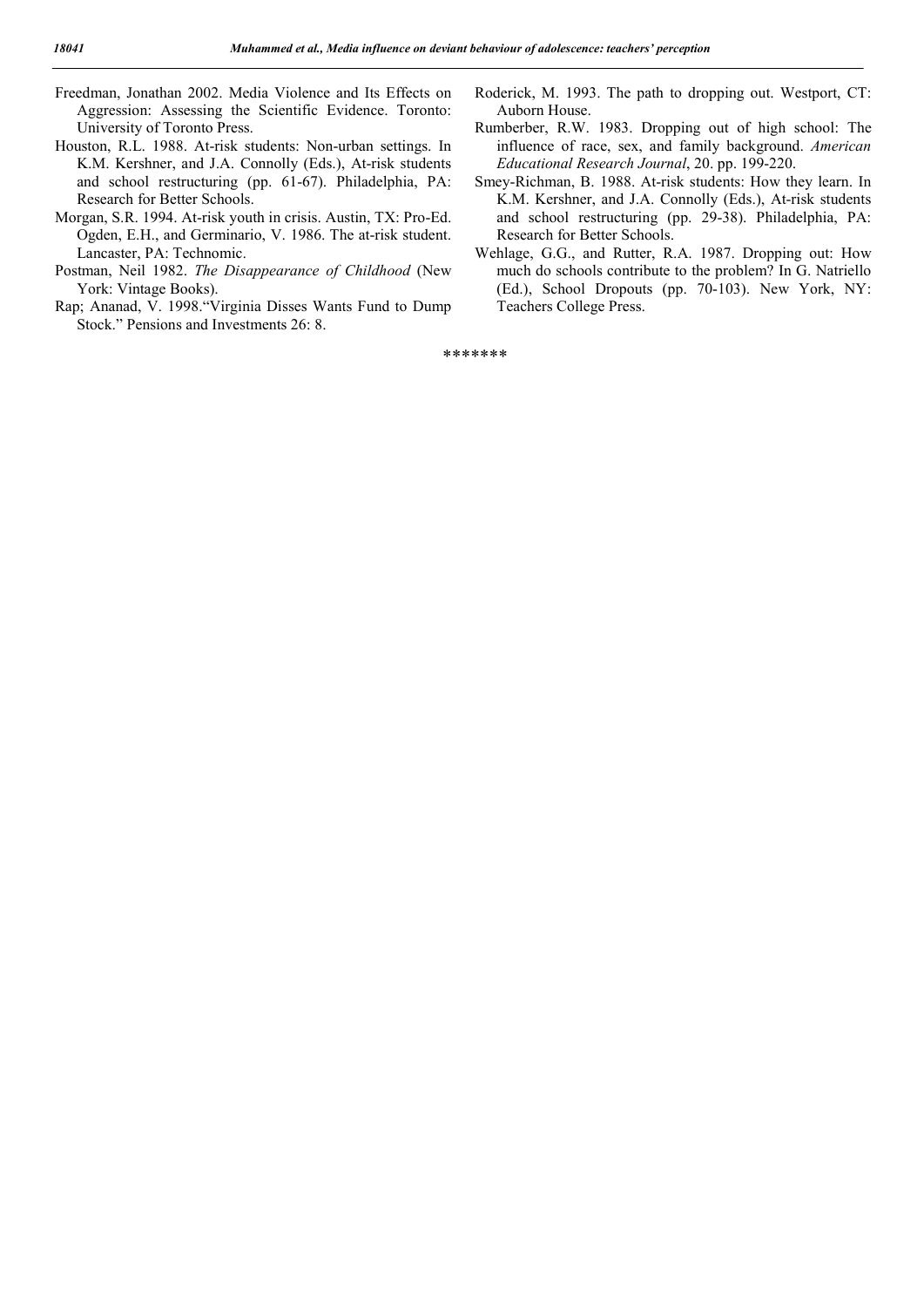Freedman, Jonathan 2002. Media Violence and Its Effects on Aggression: Assessing the Scientific Evidence. Toronto: University of Toronto Press.

Houston, R.L. 1988. At-risk students: Non-urban settings. In K.M. Kershner, and J.A. Connolly (Eds.), At-risk students and school restructuring (pp. 61-67). Philadelphia, PA: Research for Better Schools.

Morgan, S.R. 1994. At-risk youth in crisis. Austin, TX: Pro-Ed. Ogden, E.H., and Germinario, V. 1986. The at-risk student. Lancaster, PA: Technomic.

Postman, Neil 1982. *The Disappearance of Childhood* (New York: Vintage Books).

Rap; Ananad, V. 1998."Virginia Disses Wants Fund to Dump Stock." Pensions and Investments 26: 8.

Roderick, M. 1993. The path to dropping out. Westport, CT: Auborn House.

Rumberber, R.W. 1983. Dropping out of high school: The influence of race, sex, and family background. *American Educational Research Journal*, 20. pp. 199-220.

Smey-Richman, B. 1988. At-risk students: How they learn. In K.M. Kershner, and J.A. Connolly (Eds.), At-risk students and school restructuring (pp. 29-38). Philadelphia, PA: Research for Better Schools.

Wehlage, G.G., and Rutter, R.A. 1987. Dropping out: How much do schools contribute to the problem? In G. Natriello (Ed.), School Dropouts (pp. 70-103). New York, NY: Teachers College Press.

*******